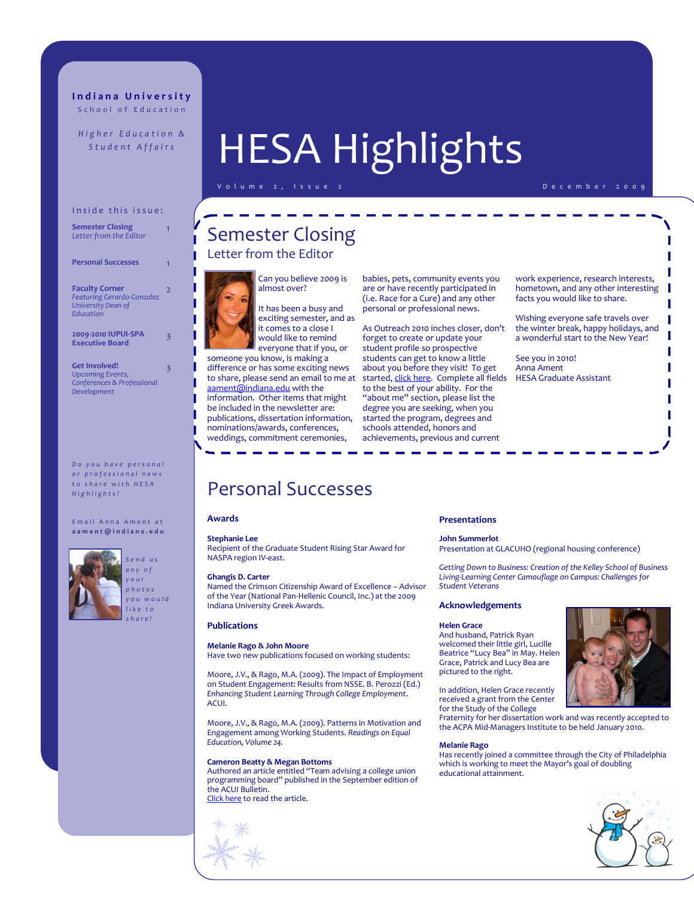**Indiana University**
School of Education

*Higher Education & Student Affairs*

# HESA Highlights

Volume 2, Issue 2 — December 2009

**Inside this issue:**

| | |
|---|---|
| **Semester Closing** *Letter from the Editor* | 1 |
| **Personal Successes** | 1 |
| **Faculty Corner** *Featuring Gerardo Gonzalez University Dean of Education* | 2 |
| **2009-2010 IUPUI-SPA Executive Board** | 3 |
| **Get Involved!** *Upcoming Events, Conferences & Professional Development* | 3 |

*Do you have personal or professional news to share with HESA Highlights?*

Email Anna Ament at **aament@indiana.edu**

*Send us any of your photos you would like to share!*

## Semester Closing

### Letter from the Editor

Can you believe 2009 is almost over?

It has been a busy and exciting semester, and as it comes to a close I would like to remind everyone that if you, or someone you know, is making a difference or has some exciting news to share, please send an email to me at aament@indiana.edu with the information. Other items that might be included in the newsletter are: publications, dissertation information, nominations/awards, conferences, weddings, commitment ceremonies, babies, pets, community events you are or have recently participated in (i.e. Race for a Cure) and any other personal or professional news.

As Outreach 2010 inches closer, don't forget to create or update your student profile so prospective students can get to know a little about you before they visit! To get started, click here. Complete all fields to the best of your ability. For the "about me" section, please list the degree you are seeking, when you started the program, degrees and schools attended, honors and achievements, previous and current work experience, research interests, hometown, and any other interesting facts you would like to share.

Wishing everyone safe travels over the winter break, happy holidays, and a wonderful start to the New Year!

See you in 2010!
Anna Ament
HESA Graduate Assistant

## Personal Successes

### Awards

**Stephanie Lee**
Recipient of the Graduate Student Rising Star Award for NASPA region IV-east.

**Ghangis D. Carter**
Named the Crimson Citizenship Award of Excellence – Advisor of the Year (National Pan-Hellenic Council, Inc.) at the 2009 Indiana University Greek Awards.

### Publications

**Melanie Rago & John Moore**
Have two new publications focused on working students:

Moore, J.V., & Rago, M.A. (2009). The Impact of Employment on Student Engagement: Results from NSSE. B. Perozzi (Ed.) *Enhancing Student Learning Through College Employment*. ACUI.

Moore, J.V., & Rago, M.A. (2009). Patterns in Motivation and Engagement among Working Students. *Readings on Equal Education, Volume 24.*

**Cameron Beatty & Megan Bottoms**
Authored an article entitled "Team advising a college union programming board" published in the September edition of the ACUI Bulletin.
Click here to read the article.

### Presentations

**John Summerlot**
Presentation at GLACUHO (regional housing conference)

*Getting Down to Business: Creation of the Kelley School of Business Living-Learning Center Camouflage on Campus: Challenges for Student Veterans*

### Acknowledgements

**Helen Grace**
And husband, Patrick Ryan welcomed their little girl, Lucille Beatrice "Lucy Bea" in May. Helen Grace, Patrick and Lucy Bea are pictured to the right.

In addition, Helen Grace recently received a grant from the Center for the Study of the College Fraternity for her dissertation work and was recently accepted to the ACPA Mid-Managers Institute to be held January 2010.

**Melanie Rago**
Has recently joined a committee through the City of Philadelphia which is working to meet the Mayor's goal of doubling educational attainment.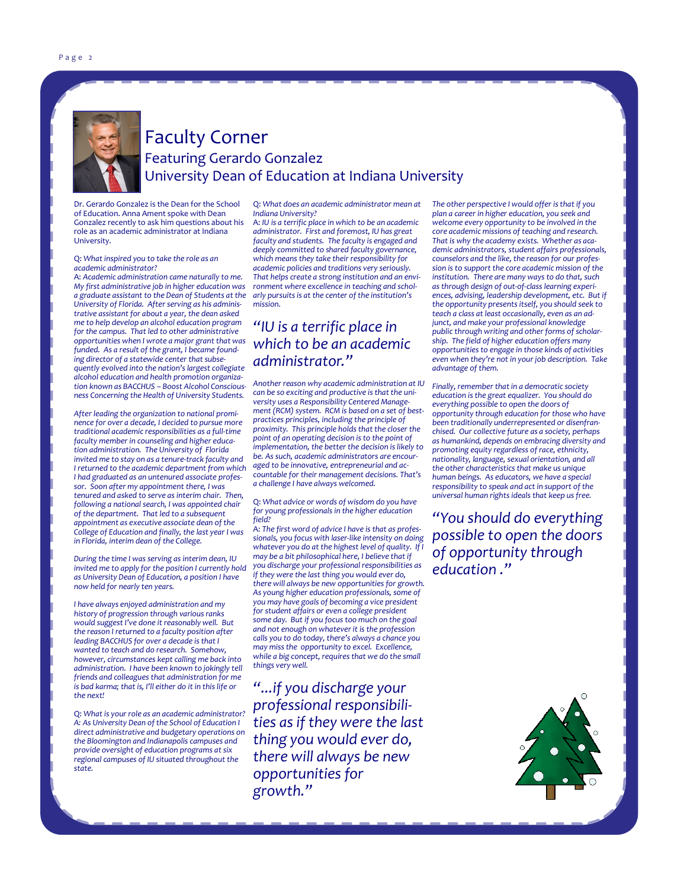# Faculty Corner

## Featuring Gerardo Gonzalez

## University Dean of Education at Indiana University

Dr. Gerardo Gonzalez is the Dean for the School of Education. Anna Ament spoke with Dean Gonzalez recently to ask him questions about his role as an academic administrator at Indiana University.

Q: *What inspired you to take the role as an academic administrator?*

A: *Academic administration came naturally to me. My first administrative job in higher education was a graduate assistant to the Dean of Students at the University of Florida. After serving as his administrative assistant for about a year, the dean asked me to help develop an alcohol education program for the campus. That led to other administrative opportunities when I wrote a major grant that was funded. As a result of the grant, I became founding director of a statewide center that subsequently evolved into the nation's largest collegiate alcohol education and health promotion organization known as BACCHUS – Boost Alcohol Consciousness Concerning the Health of University Students.*

*After leading the organization to national prominence for over a decade, I decided to pursue more traditional academic responsibilities as a full-time faculty member in counseling and higher education administration. The University of Florida invited me to stay on as a tenure-track faculty and I returned to the academic department from which I had graduated as an untenured associate professor. Soon after my appointment there, I was tenured and asked to serve as interim chair. Then, following a national search, I was appointed chair of the department. That led to a subsequent appointment as executive associate dean of the College of Education and finally, the last year I was in Florida, interim dean of the College.*

*During the time I was serving as interim dean, IU invited me to apply for the position I currently hold as University Dean of Education, a position I have now held for nearly ten years.*

*I have always enjoyed administration and my history of progression through various ranks would suggest I've done it reasonably well. But the reason I returned to a faculty position after leading BACCHUS for over a decade is that I wanted to teach and do research. Somehow, however, circumstances kept calling me back into administration. I have been known to jokingly tell friends and colleagues that administration for me is bad karma; that is, I'll either do it in this life or the next!*

Q: *What is your role as an academic administrator?*

A: *As University Dean of the School of Education I direct administrative and budgetary operations on the Bloomington and Indianapolis campuses and provide oversight of education programs at six regional campuses of IU situated throughout the state.*

Q: *What does an academic administrator mean at Indiana University?*

A: *IU is a terrific place in which to be an academic administrator. First and foremost, IU has great faculty and students. The faculty is engaged and deeply committed to shared faculty governance, which means they take their responsibility for academic policies and traditions very seriously. That helps create a strong institution and an environment where excellence in teaching and scholarly pursuits is at the center of the institution's mission.*

> *"IU is a terrific place in which to be an academic administrator."*

*Another reason why academic administration at IU can be so exciting and productive is that the university uses a Responsibility Centered Management (RCM) system. RCM is based on a set of best-practices principles, including the principle of proximity. This principle holds that the closer the point of an operating decision is to the point of implementation, the better the decision is likely to be. As such, academic administrators are encouraged to be innovative, entrepreneurial and accountable for their management decisions. That's a challenge I have always welcomed.*

Q: *What advice or words of wisdom do you have for young professionals in the higher education field?*

A: *The first word of advice I have is that as professionals, you focus with laser-like intensity on doing whatever you do at the highest level of quality. If I may be a bit philosophical here, I believe that if you discharge your professional responsibilities as if they were the last thing you would ever do, there will always be new opportunities for growth. As young higher education professionals, some of you may have goals of becoming a vice president for student affairs or even a college president some day. But if you focus too much on the goal and not enough on whatever it is the profession calls you to do today, there's always a chance you may miss the opportunity to excel. Excellence, while a big concept, requires that we do the small things very well.*

> *"...if you discharge your professional responsibilities as if they were the last thing you would ever do, there will always be new opportunities for growth."*

*The other perspective I would offer is that if you plan a career in higher education, you seek and welcome every opportunity to be involved in the core academic missions of teaching and research. That is why the academy exists. Whether as academic administrators, student affairs professionals, counselors and the like, the reason for our profession is to support the core academic mission of the institution. There are many ways to do that, such as through design of out-of-class learning experiences, advising, leadership development, etc. But if the opportunity presents itself, you should seek to teach a class at least occasionally, even as an adjunct, and make your professional knowledge public through writing and other forms of scholarship. The field of higher education offers many opportunities to engage in those kinds of activities even when they're not in your job description. Take advantage of them.*

*Finally, remember that in a democratic society education is the great equalizer. You should do everything possible to open the doors of opportunity through education for those who have been traditionally underrepresented or disenfranchised. Our collective future as a society, perhaps as humankind, depends on embracing diversity and promoting equity regardless of race, ethnicity, nationality, language, sexual orientation, and all the other characteristics that make us unique human beings. As educators, we have a special responsibility to speak and act in support of the universal human rights ideals that keep us free.*

> *"You should do everything possible to open the doors of opportunity through education ."*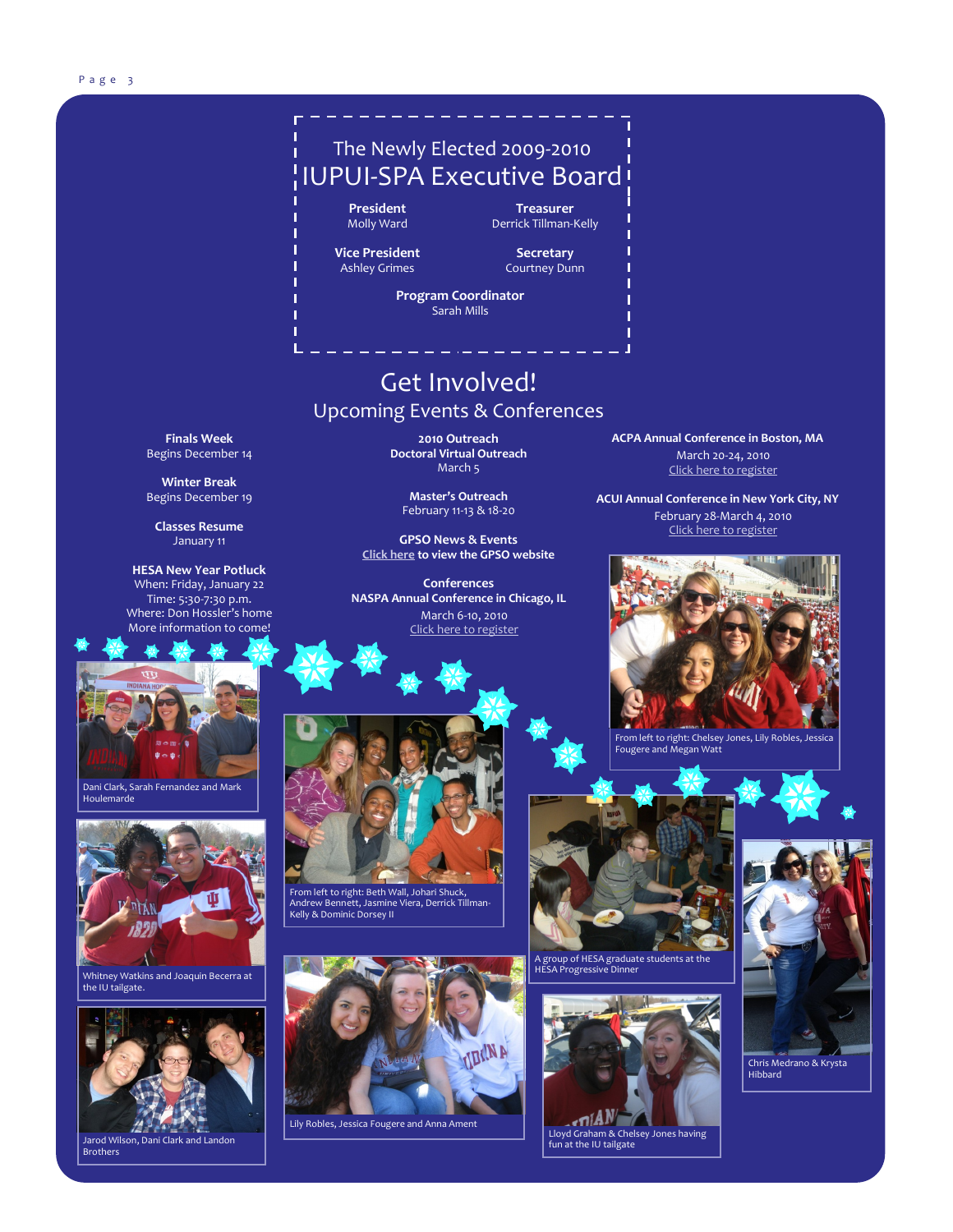## The Newly Elected 2009-2010 IUPUI-SPA Executive Board

**President**
Molly Ward

**Treasurer**
Derrick Tillman-Kelly

**Vice President**
Ashley Grimes

**Secretary**
Courtney Dunn

**Program Coordinator**
Sarah Mills

# Get Involved!

## Upcoming Events & Conferences

**Finals Week**
Begins December 14

**Winter Break**
Begins December 19

**Classes Resume**
January 11

**HESA New Year Potluck**
When: Friday, January 22
Time: 5:30-7:30 p.m.
Where: Don Hossler's home
More information to come!

**2010 Outreach**
**Doctoral Virtual Outreach**
March 5

**Master's Outreach**
February 11-13 & 18-20

**GPSO News & Events**
Click here **to view the GPSO website**

**Conferences**
**NASPA Annual Conference in Chicago, IL**
March 6-10, 2010
Click here to register

**ACPA Annual Conference in Boston, MA**
March 20-24, 2010
Click here to register

**ACUI Annual Conference in New York City, NY**
February 28-March 4, 2010
Click here to register

From left to right: Chelsey Jones, Lily Robles, Jessica Fougere and Megan Watt

Dani Clark, Sarah Fernandez and Mark Houlemarde

From left to right: Beth Wall, Johari Shuck, Andrew Bennett, Jasmine Viera, Derrick Tillman-Kelly & Dominic Dorsey II

A group of HESA graduate students at the HESA Progressive Dinner

Whitney Watkins and Joaquin Becerra at the IU tailgate.

Chris Medrano & Krysta Hibbard

Jarod Wilson, Dani Clark and Landon Brothers

Lily Robles, Jessica Fougere and Anna Ament

Lloyd Graham & Chelsey Jones having fun at the IU tailgate